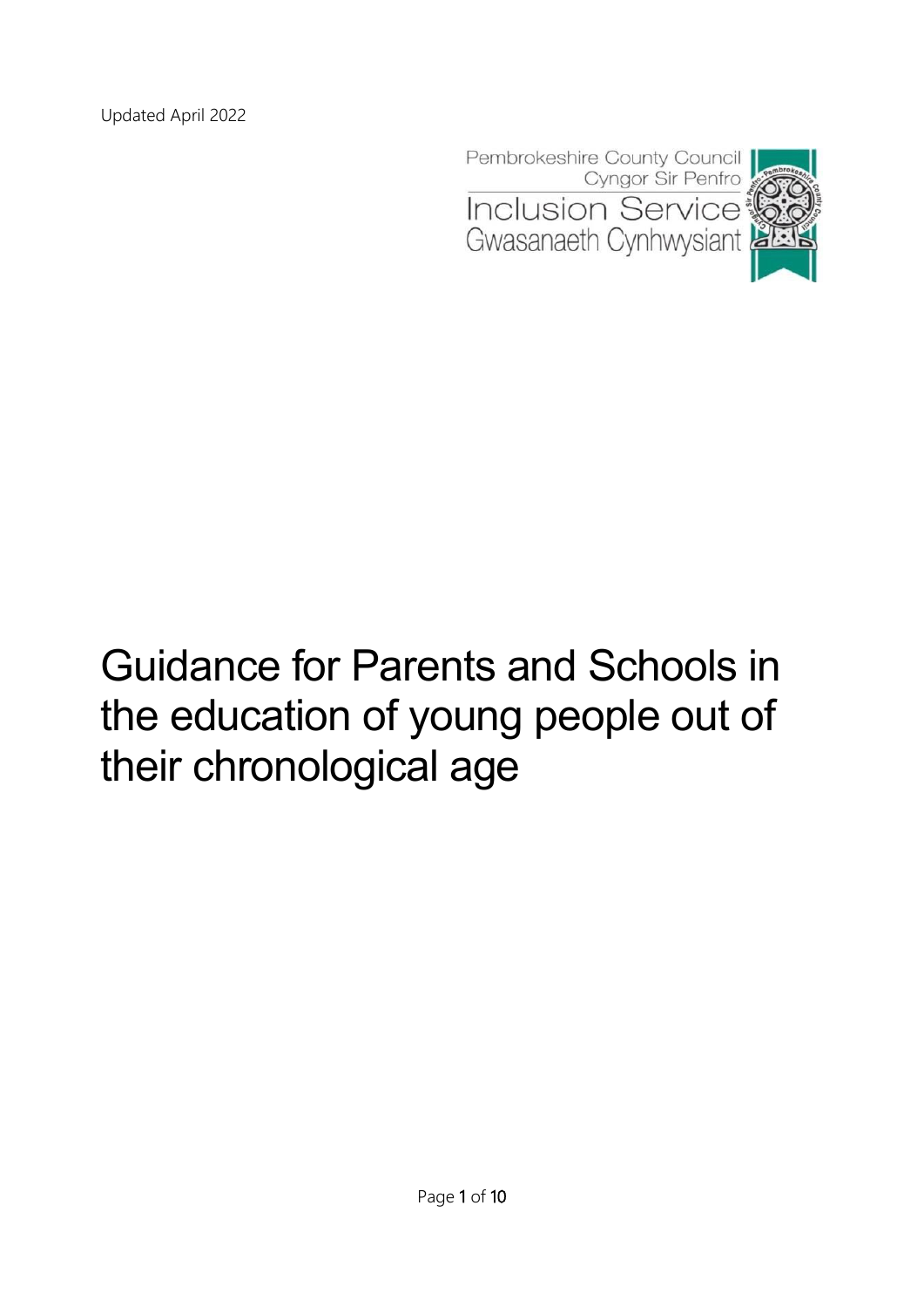Updated April 2022

Pembrokeshire County Council
Cyngor Sir Penfro
Inclusion Service
Gwasanaeth Cynhwysiant

# Guidance for Parents and Schools in the education of young people out of their chronological age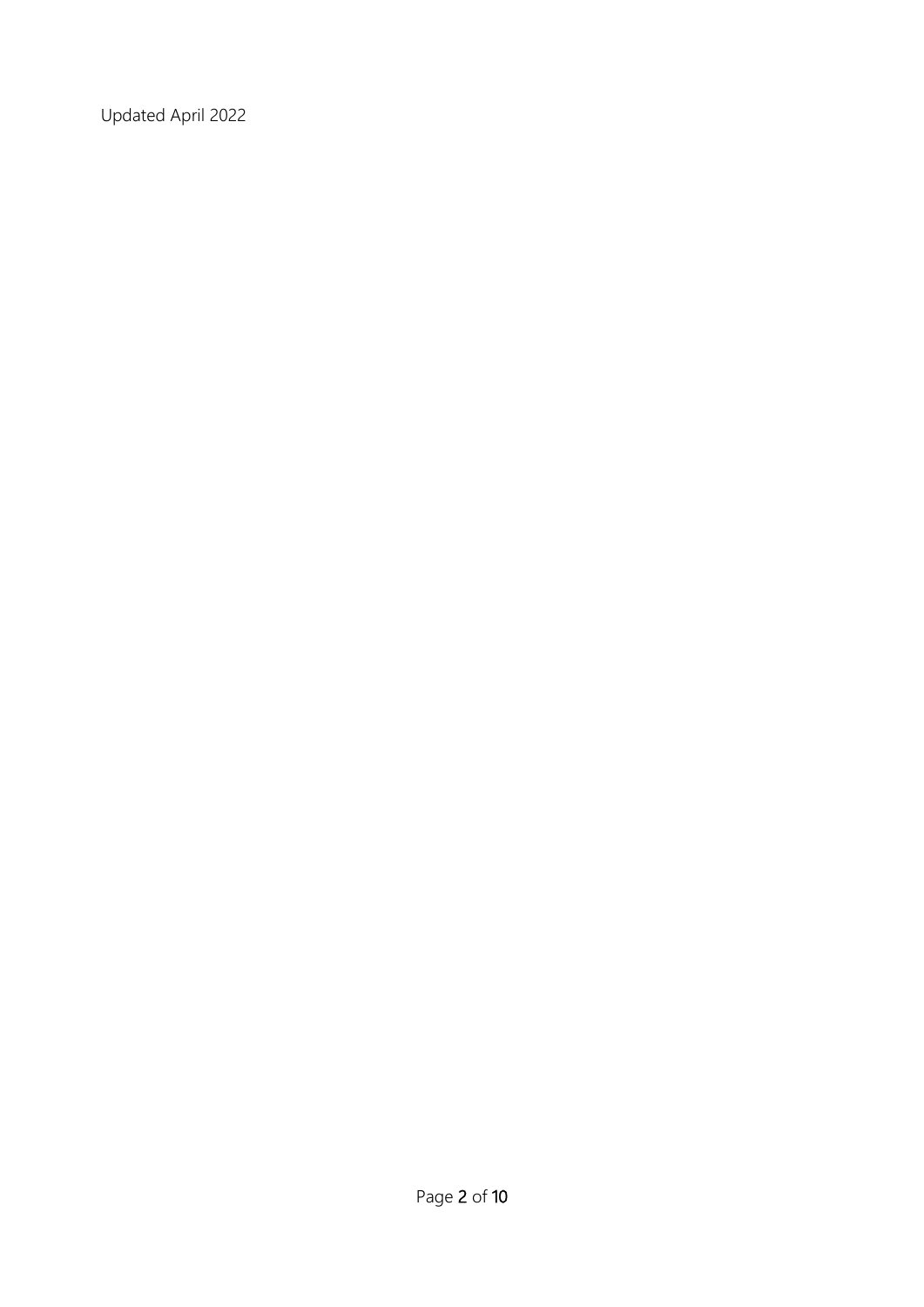Updated April 2022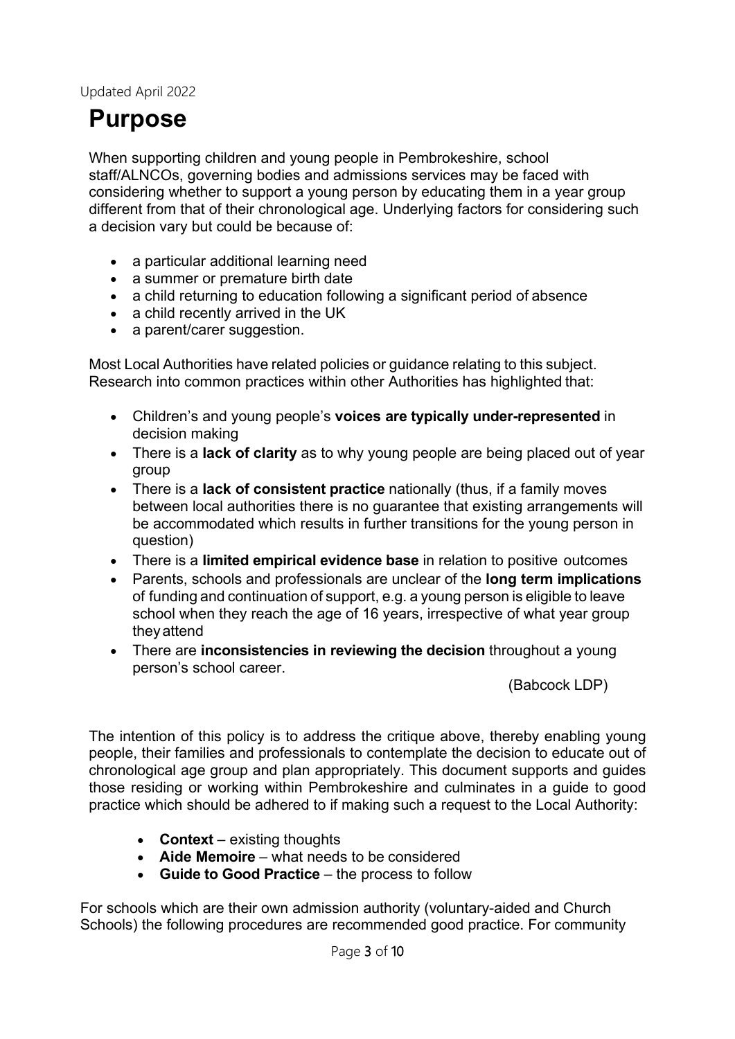Updated April 2022

# Purpose

When supporting children and young people in Pembrokeshire, school staff/ALNCOs, governing bodies and admissions services may be faced with considering whether to support a young person by educating them in a year group different from that of their chronological age. Underlying factors for considering such a decision vary but could be because of:

- a particular additional learning need
- a summer or premature birth date
- a child returning to education following a significant period of absence
- a child recently arrived in the UK
- a parent/carer suggestion.

Most Local Authorities have related policies or guidance relating to this subject. Research into common practices within other Authorities has highlighted that:

- Children's and young people's **voices are typically under-represented** in decision making
- There is a **lack of clarity** as to why young people are being placed out of year group
- There is a **lack of consistent practice** nationally (thus, if a family moves between local authorities there is no guarantee that existing arrangements will be accommodated which results in further transitions for the young person in question)
- There is a **limited empirical evidence base** in relation to positive outcomes
- Parents, schools and professionals are unclear of the **long term implications** of funding and continuation of support, e.g. a young person is eligible to leave school when they reach the age of 16 years, irrespective of what year group they attend
- There are **inconsistencies in reviewing the decision** throughout a young person's school career.

(Babcock LDP)

The intention of this policy is to address the critique above, thereby enabling young people, their families and professionals to contemplate the decision to educate out of chronological age group and plan appropriately. This document supports and guides those residing or working within Pembrokeshire and culminates in a guide to good practice which should be adhered to if making such a request to the Local Authority:

- **Context** – existing thoughts
- **Aide Memoire** – what needs to be considered
- **Guide to Good Practice** – the process to follow

For schools which are their own admission authority (voluntary-aided and Church Schools) the following procedures are recommended good practice. For community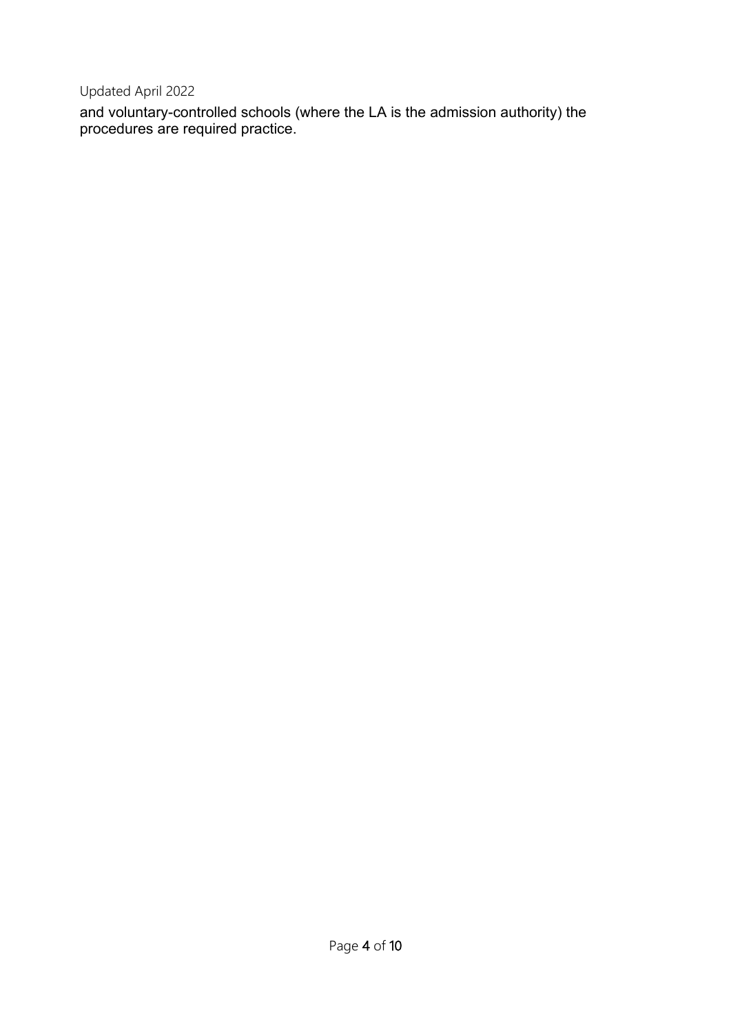and voluntary-controlled schools (where the LA is the admission authority) the procedures are required practice.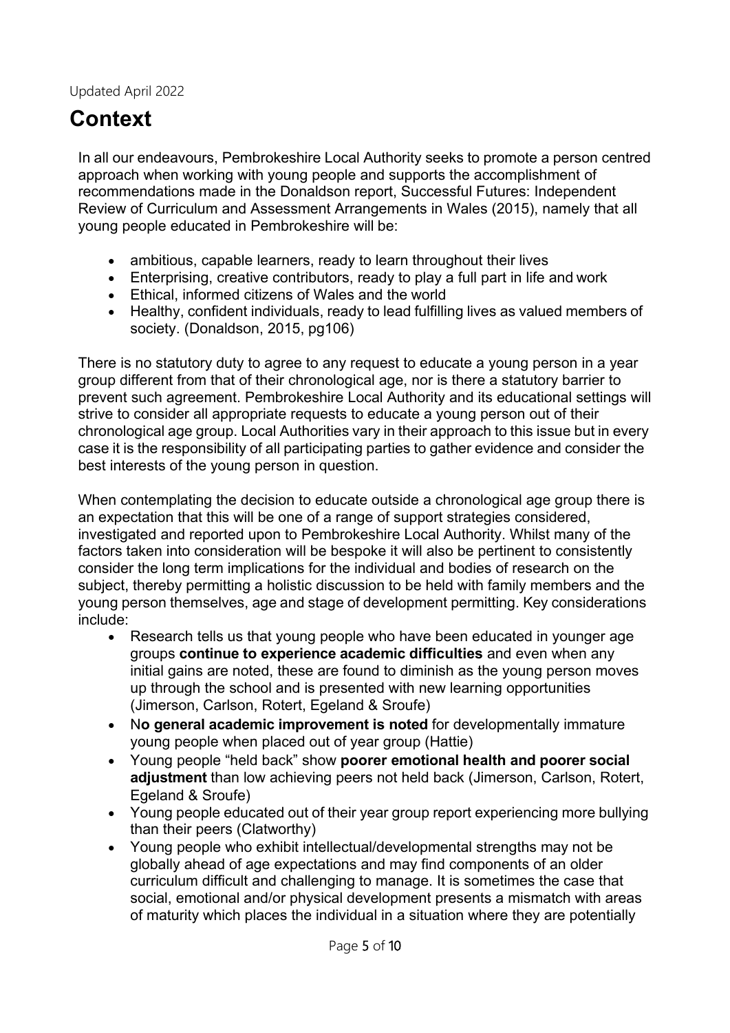Updated April 2022

# Context

In all our endeavours, Pembrokeshire Local Authority seeks to promote a person centred approach when working with young people and supports the accomplishment of recommendations made in the Donaldson report, Successful Futures: Independent Review of Curriculum and Assessment Arrangements in Wales (2015), namely that all young people educated in Pembrokeshire will be:

- ambitious, capable learners, ready to learn throughout their lives
- Enterprising, creative contributors, ready to play a full part in life and work
- Ethical, informed citizens of Wales and the world
- Healthy, confident individuals, ready to lead fulfilling lives as valued members of society. (Donaldson, 2015, pg106)

There is no statutory duty to agree to any request to educate a young person in a year group different from that of their chronological age, nor is there a statutory barrier to prevent such agreement. Pembrokeshire Local Authority and its educational settings will strive to consider all appropriate requests to educate a young person out of their chronological age group. Local Authorities vary in their approach to this issue but in every case it is the responsibility of all participating parties to gather evidence and consider the best interests of the young person in question.

When contemplating the decision to educate outside a chronological age group there is an expectation that this will be one of a range of support strategies considered, investigated and reported upon to Pembrokeshire Local Authority. Whilst many of the factors taken into consideration will be bespoke it will also be pertinent to consistently consider the long term implications for the individual and bodies of research on the subject, thereby permitting a holistic discussion to be held with family members and the young person themselves, age and stage of development permitting. Key considerations include:

- Research tells us that young people who have been educated in younger age groups **continue to experience academic difficulties** and even when any initial gains are noted, these are found to diminish as the young person moves up through the school and is presented with new learning opportunities (Jimerson, Carlson, Rotert, Egeland & Sroufe)
- N**o general academic improvement is noted** for developmentally immature young people when placed out of year group (Hattie)
- Young people "held back" show **poorer emotional health and poorer social adjustment** than low achieving peers not held back (Jimerson, Carlson, Rotert, Egeland & Sroufe)
- Young people educated out of their year group report experiencing more bullying than their peers (Clatworthy)
- Young people who exhibit intellectual/developmental strengths may not be globally ahead of age expectations and may find components of an older curriculum difficult and challenging to manage. It is sometimes the case that social, emotional and/or physical development presents a mismatch with areas of maturity which places the individual in a situation where they are potentially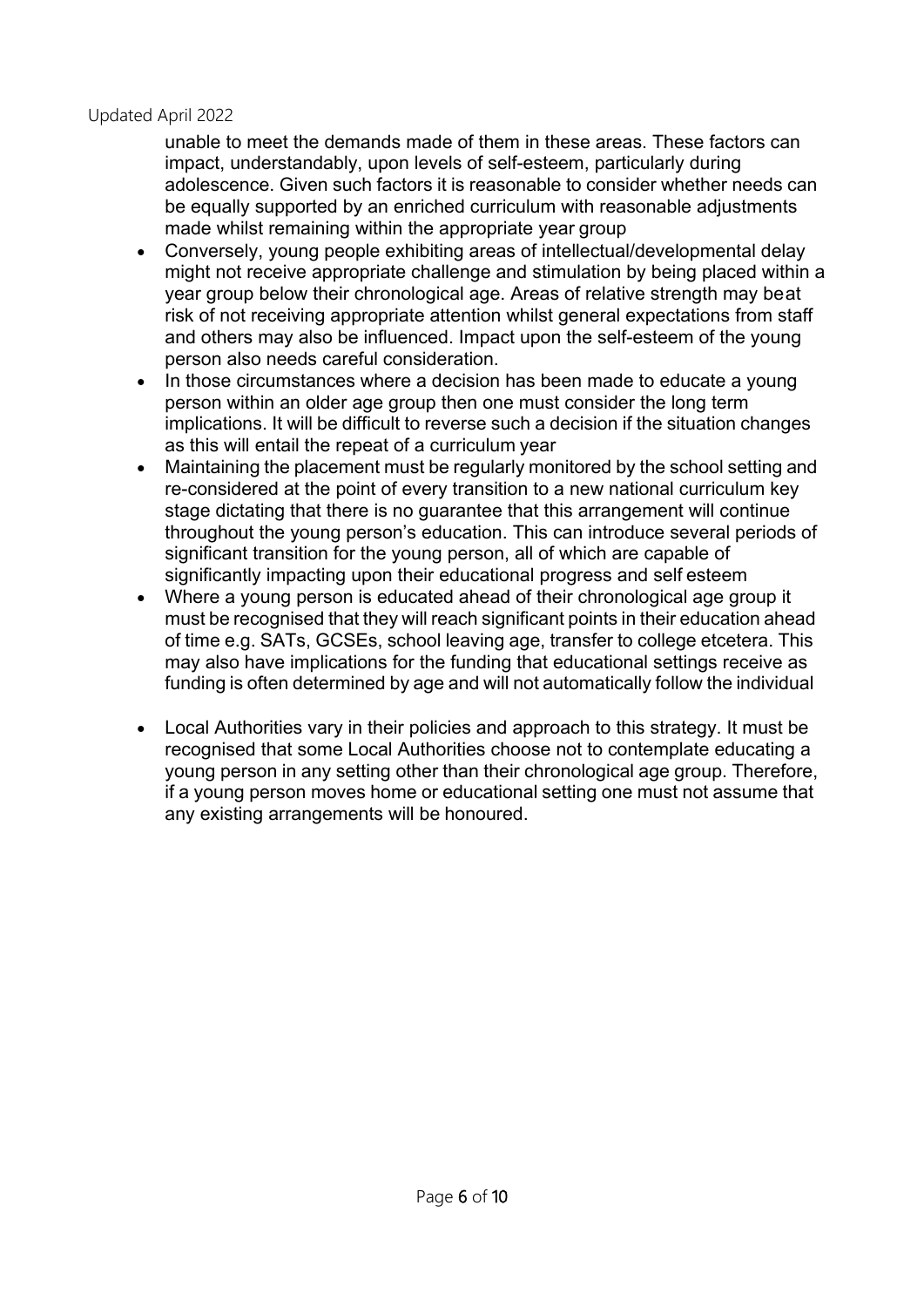unable to meet the demands made of them in these areas. These factors can impact, understandably, upon levels of self-esteem, particularly during adolescence. Given such factors it is reasonable to consider whether needs can be equally supported by an enriched curriculum with reasonable adjustments made whilst remaining within the appropriate year group

- Conversely, young people exhibiting areas of intellectual/developmental delay might not receive appropriate challenge and stimulation by being placed within a year group below their chronological age. Areas of relative strength may beat risk of not receiving appropriate attention whilst general expectations from staff and others may also be influenced. Impact upon the self-esteem of the young person also needs careful consideration.
- In those circumstances where a decision has been made to educate a young person within an older age group then one must consider the long term implications. It will be difficult to reverse such a decision if the situation changes as this will entail the repeat of a curriculum year
- Maintaining the placement must be regularly monitored by the school setting and re-considered at the point of every transition to a new national curriculum key stage dictating that there is no guarantee that this arrangement will continue throughout the young person's education. This can introduce several periods of significant transition for the young person, all of which are capable of significantly impacting upon their educational progress and self esteem
- Where a young person is educated ahead of their chronological age group it must be recognised that they will reach significant points in their education ahead of time e.g. SATs, GCSEs, school leaving age, transfer to college etcetera. This may also have implications for the funding that educational settings receive as funding is often determined by age and will not automatically follow the individual
- Local Authorities vary in their policies and approach to this strategy. It must be recognised that some Local Authorities choose not to contemplate educating a young person in any setting other than their chronological age group. Therefore, if a young person moves home or educational setting one must not assume that any existing arrangements will be honoured.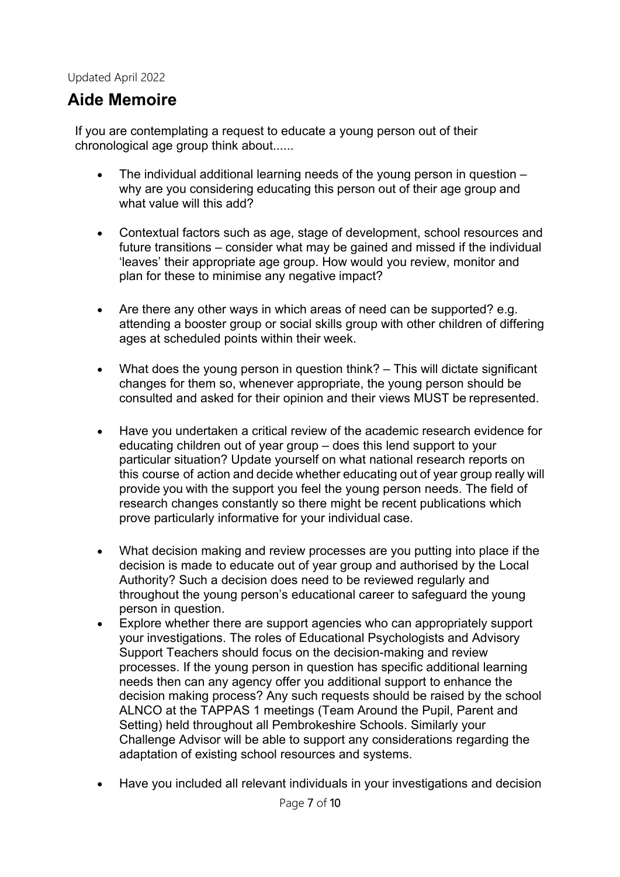Updated April 2022

## Aide Memoire

If you are contemplating a request to educate a young person out of their chronological age group think about......

- The individual additional learning needs of the young person in question – why are you considering educating this person out of their age group and what value will this add?
- Contextual factors such as age, stage of development, school resources and future transitions – consider what may be gained and missed if the individual 'leaves' their appropriate age group. How would you review, monitor and plan for these to minimise any negative impact?
- Are there any other ways in which areas of need can be supported? e.g. attending a booster group or social skills group with other children of differing ages at scheduled points within their week.
- What does the young person in question think? – This will dictate significant changes for them so, whenever appropriate, the young person should be consulted and asked for their opinion and their views MUST be represented.
- Have you undertaken a critical review of the academic research evidence for educating children out of year group – does this lend support to your particular situation? Update yourself on what national research reports on this course of action and decide whether educating out of year group really will provide you with the support you feel the young person needs. The field of research changes constantly so there might be recent publications which prove particularly informative for your individual case.
- What decision making and review processes are you putting into place if the decision is made to educate out of year group and authorised by the Local Authority? Such a decision does need to be reviewed regularly and throughout the young person's educational career to safeguard the young person in question.
- Explore whether there are support agencies who can appropriately support your investigations. The roles of Educational Psychologists and Advisory Support Teachers should focus on the decision-making and review processes. If the young person in question has specific additional learning needs then can any agency offer you additional support to enhance the decision making process? Any such requests should be raised by the school ALNCO at the TAPPAS 1 meetings (Team Around the Pupil, Parent and Setting) held throughout all Pembrokeshire Schools. Similarly your Challenge Advisor will be able to support any considerations regarding the adaptation of existing school resources and systems.
- Have you included all relevant individuals in your investigations and decision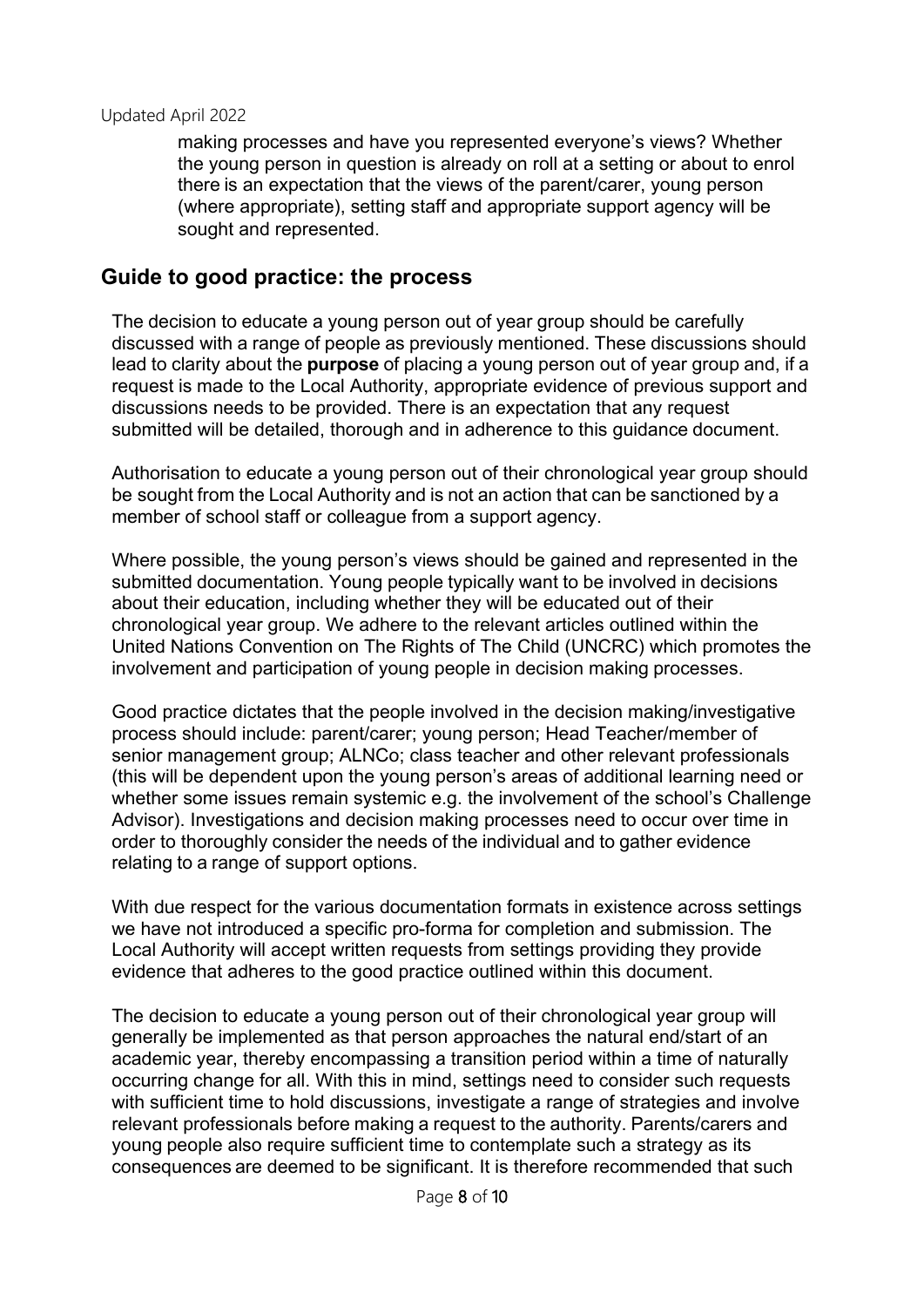making processes and have you represented everyone's views? Whether the young person in question is already on roll at a setting or about to enrol there is an expectation that the views of the parent/carer, young person (where appropriate), setting staff and appropriate support agency will be sought and represented.

## Guide to good practice: the process

The decision to educate a young person out of year group should be carefully discussed with a range of people as previously mentioned. These discussions should lead to clarity about the **purpose** of placing a young person out of year group and, if a request is made to the Local Authority, appropriate evidence of previous support and discussions needs to be provided. There is an expectation that any request submitted will be detailed, thorough and in adherence to this guidance document.

Authorisation to educate a young person out of their chronological year group should be sought from the Local Authority and is not an action that can be sanctioned by a member of school staff or colleague from a support agency.

Where possible, the young person's views should be gained and represented in the submitted documentation. Young people typically want to be involved in decisions about their education, including whether they will be educated out of their chronological year group. We adhere to the relevant articles outlined within the United Nations Convention on The Rights of The Child (UNCRC) which promotes the involvement and participation of young people in decision making processes.

Good practice dictates that the people involved in the decision making/investigative process should include: parent/carer; young person; Head Teacher/member of senior management group; ALNCo; class teacher and other relevant professionals (this will be dependent upon the young person's areas of additional learning need or whether some issues remain systemic e.g. the involvement of the school's Challenge Advisor). Investigations and decision making processes need to occur over time in order to thoroughly consider the needs of the individual and to gather evidence relating to a range of support options.

With due respect for the various documentation formats in existence across settings we have not introduced a specific pro-forma for completion and submission. The Local Authority will accept written requests from settings providing they provide evidence that adheres to the good practice outlined within this document.

The decision to educate a young person out of their chronological year group will generally be implemented as that person approaches the natural end/start of an academic year, thereby encompassing a transition period within a time of naturally occurring change for all. With this in mind, settings need to consider such requests with sufficient time to hold discussions, investigate a range of strategies and involve relevant professionals before making a request to the authority. Parents/carers and young people also require sufficient time to contemplate such a strategy as its consequences are deemed to be significant. It is therefore recommended that such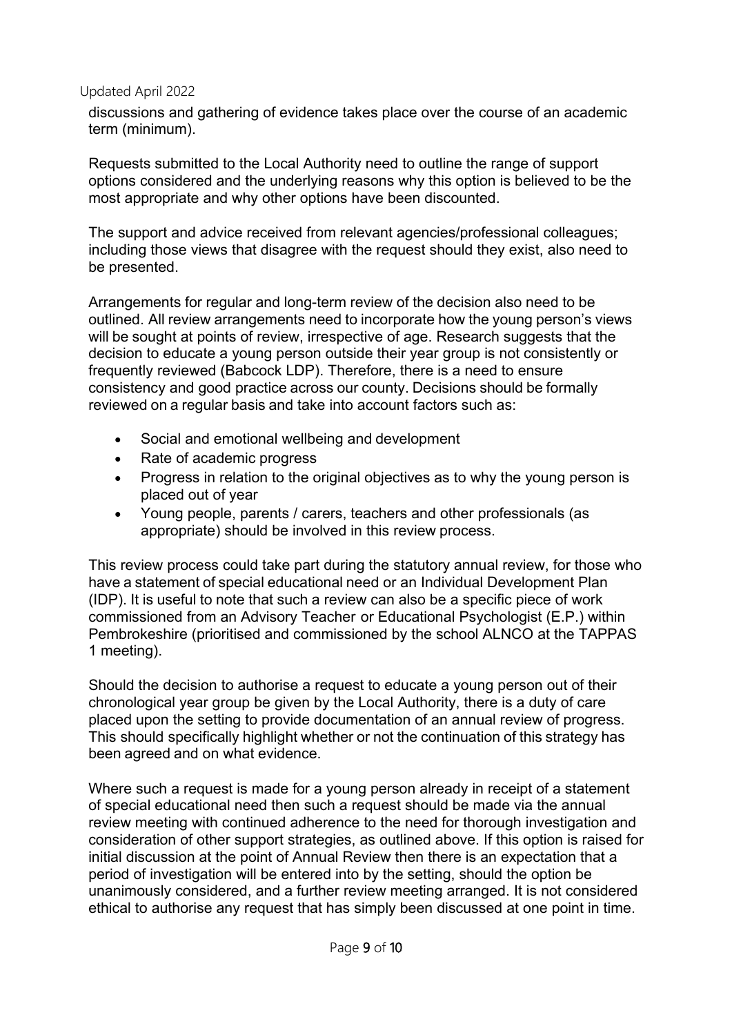discussions and gathering of evidence takes place over the course of an academic term (minimum).

Requests submitted to the Local Authority need to outline the range of support options considered and the underlying reasons why this option is believed to be the most appropriate and why other options have been discounted.

The support and advice received from relevant agencies/professional colleagues; including those views that disagree with the request should they exist, also need to be presented.

Arrangements for regular and long-term review of the decision also need to be outlined. All review arrangements need to incorporate how the young person's views will be sought at points of review, irrespective of age. Research suggests that the decision to educate a young person outside their year group is not consistently or frequently reviewed (Babcock LDP). Therefore, there is a need to ensure consistency and good practice across our county. Decisions should be formally reviewed on a regular basis and take into account factors such as:

- Social and emotional wellbeing and development
- Rate of academic progress
- Progress in relation to the original objectives as to why the young person is placed out of year
- Young people, parents / carers, teachers and other professionals (as appropriate) should be involved in this review process.

This review process could take part during the statutory annual review, for those who have a statement of special educational need or an Individual Development Plan (IDP). It is useful to note that such a review can also be a specific piece of work commissioned from an Advisory Teacher or Educational Psychologist (E.P.) within Pembrokeshire (prioritised and commissioned by the school ALNCO at the TAPPAS 1 meeting).

Should the decision to authorise a request to educate a young person out of their chronological year group be given by the Local Authority, there is a duty of care placed upon the setting to provide documentation of an annual review of progress. This should specifically highlight whether or not the continuation of this strategy has been agreed and on what evidence.

Where such a request is made for a young person already in receipt of a statement of special educational need then such a request should be made via the annual review meeting with continued adherence to the need for thorough investigation and consideration of other support strategies, as outlined above. If this option is raised for initial discussion at the point of Annual Review then there is an expectation that a period of investigation will be entered into by the setting, should the option be unanimously considered, and a further review meeting arranged. It is not considered ethical to authorise any request that has simply been discussed at one point in time.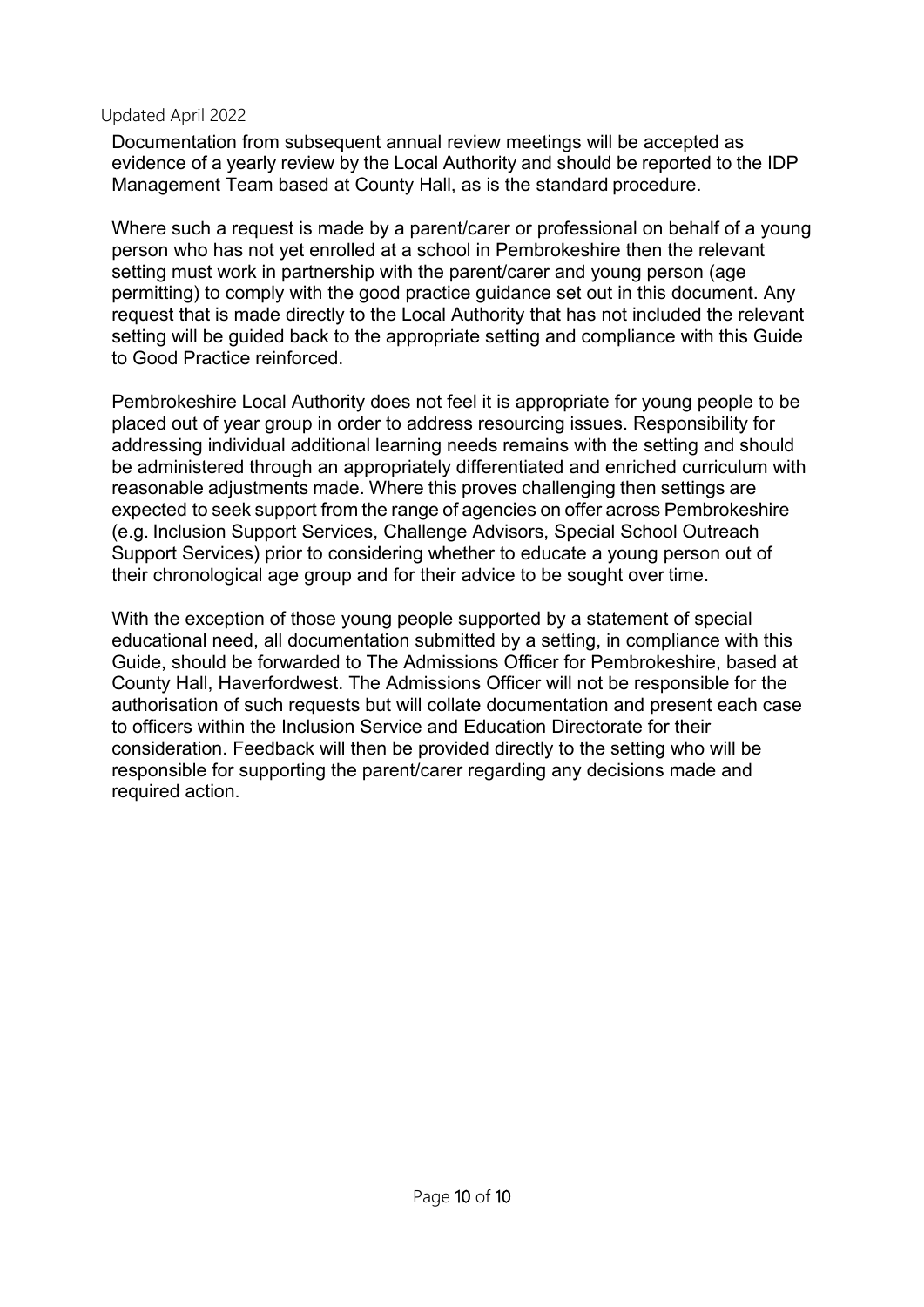Documentation from subsequent annual review meetings will be accepted as evidence of a yearly review by the Local Authority and should be reported to the IDP Management Team based at County Hall, as is the standard procedure.

Where such a request is made by a parent/carer or professional on behalf of a young person who has not yet enrolled at a school in Pembrokeshire then the relevant setting must work in partnership with the parent/carer and young person (age permitting) to comply with the good practice guidance set out in this document. Any request that is made directly to the Local Authority that has not included the relevant setting will be guided back to the appropriate setting and compliance with this Guide to Good Practice reinforced.

Pembrokeshire Local Authority does not feel it is appropriate for young people to be placed out of year group in order to address resourcing issues. Responsibility for addressing individual additional learning needs remains with the setting and should be administered through an appropriately differentiated and enriched curriculum with reasonable adjustments made. Where this proves challenging then settings are expected to seek support from the range of agencies on offer across Pembrokeshire (e.g. Inclusion Support Services, Challenge Advisors, Special School Outreach Support Services) prior to considering whether to educate a young person out of their chronological age group and for their advice to be sought over time.

With the exception of those young people supported by a statement of special educational need, all documentation submitted by a setting, in compliance with this Guide, should be forwarded to The Admissions Officer for Pembrokeshire, based at County Hall, Haverfordwest. The Admissions Officer will not be responsible for the authorisation of such requests but will collate documentation and present each case to officers within the Inclusion Service and Education Directorate for their consideration. Feedback will then be provided directly to the setting who will be responsible for supporting the parent/carer regarding any decisions made and required action.